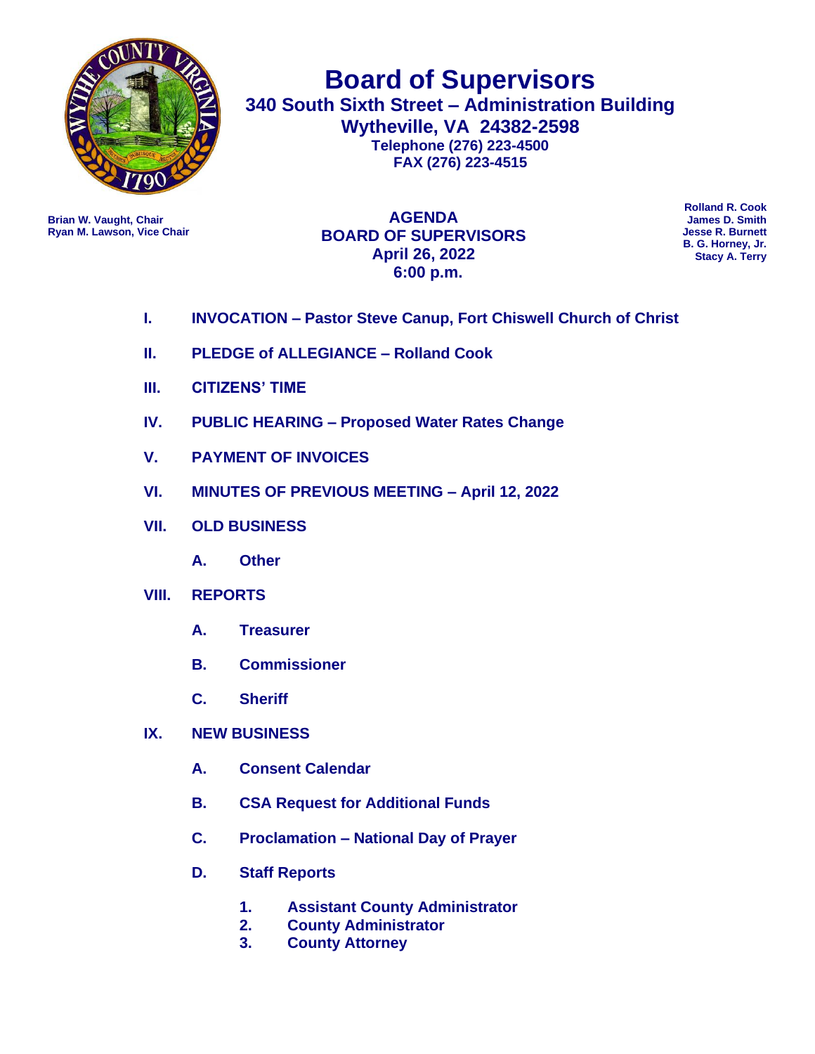# Board of Supervisors

## 340 South Sixth Street – Administration Building

## Wytheville, VA 24382-2598

**Telephone (276) 223-4500**

**FAX (276) 223-4515**

**Brian W. Vaught, Chair**
**Ryan M. Lawson, Vice Chair**

**Rolland R. Cook**
**James D. Smith**
**Jesse R. Burnett**
**B. G. Horney, Jr.**
**Stacy A. Terry**

## AGENDA
## BOARD OF SUPERVISORS
## April 26, 2022
## 6:00 p.m.

**I. INVOCATION – Pastor Steve Canup, Fort Chiswell Church of Christ**

**II. PLEDGE of ALLEGIANCE – Rolland Cook**

**III. CITIZENS' TIME**

**IV. PUBLIC HEARING – Proposed Water Rates Change**

**V. PAYMENT OF INVOICES**

**VI. MINUTES OF PREVIOUS MEETING – April 12, 2022**

**VII. OLD BUSINESS**

- **A. Other**

**VIII. REPORTS**

- **A. Treasurer**
- **B. Commissioner**
- **C. Sheriff**

**IX. NEW BUSINESS**

- **A. Consent Calendar**
- **B. CSA Request for Additional Funds**
- **C. Proclamation – National Day of Prayer**
- **D. Staff Reports**
  1. **Assistant County Administrator**
  2. **County Administrator**
  3. **County Attorney**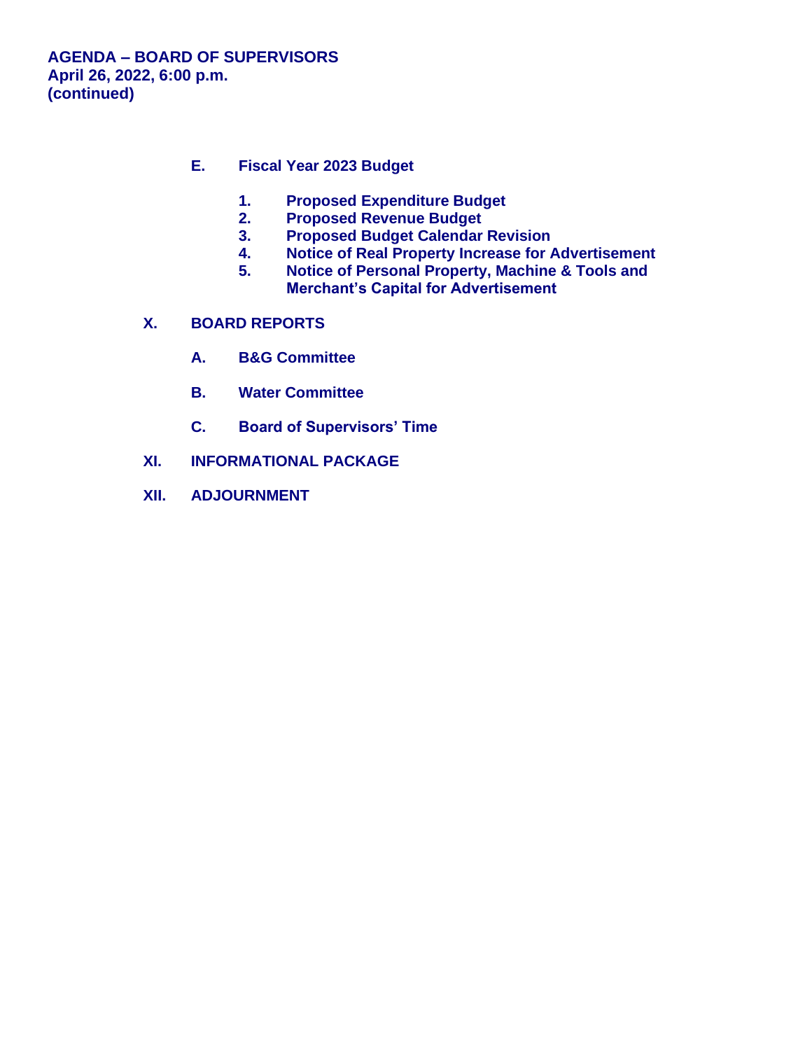**AGENDA – BOARD OF SUPERVISORS**
**April 26, 2022, 6:00 p.m.**
**(continued)**

- **E. Fiscal Year 2023 Budget**
  1. **Proposed Expenditure Budget**
  2. **Proposed Revenue Budget**
  3. **Proposed Budget Calendar Revision**
  4. **Notice of Real Property Increase for Advertisement**
  5. **Notice of Personal Property, Machine & Tools and Merchant's Capital for Advertisement**

**X. BOARD REPORTS**

- **A. B&G Committee**
- **B. Water Committee**
- **C. Board of Supervisors' Time**

**XI. INFORMATIONAL PACKAGE**

**XII. ADJOURNMENT**